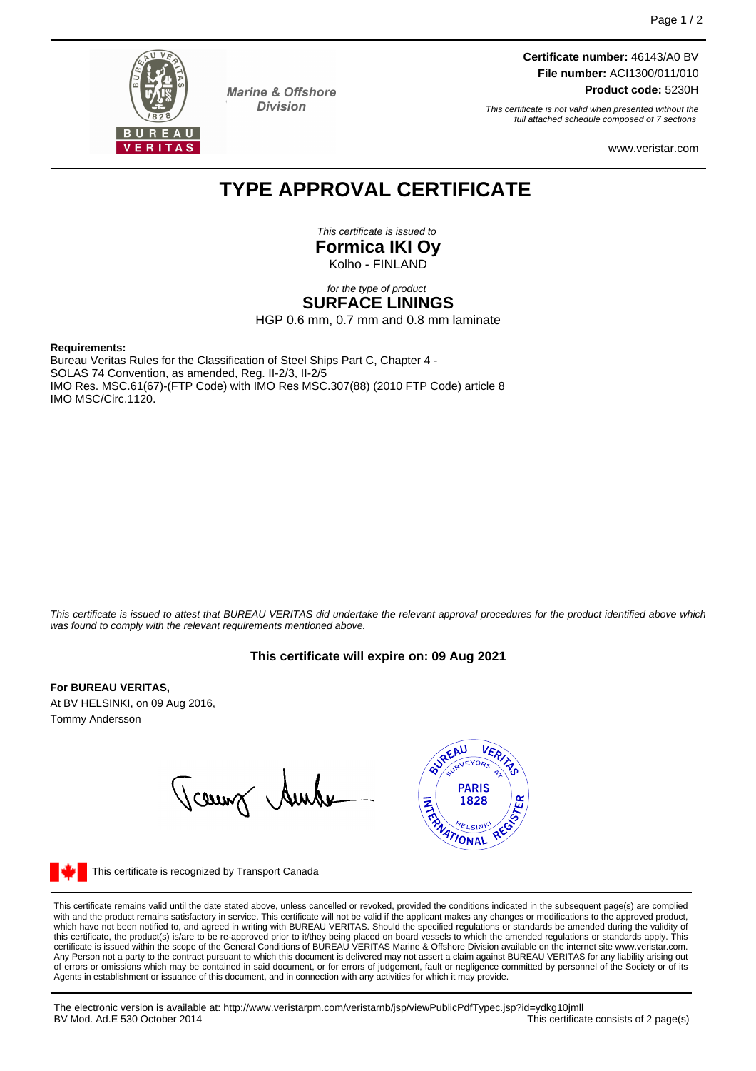Marine & Offshore Division

**Certificate number:** 46143/A0 BV
**File number:** ACI1300/011/010
**Product code:** 5230H

*This certificate is not valid when presented without the full attached schedule composed of 7 sections*

www.veristar.com

# TYPE APPROVAL CERTIFICATE

*This certificate is issued to*

**Formica IKI Oy**

Kolho - FINLAND

*for the type of product*

**SURFACE LININGS**

HGP 0.6 mm, 0.7 mm and 0.8 mm laminate

**Requirements:**

Bureau Veritas Rules for the Classification of Steel Ships Part C, Chapter 4 -
SOLAS 74 Convention, as amended, Reg. II-2/3, II-2/5
IMO Res. MSC.61(67)-(FTP Code) with IMO Res MSC.307(88) (2010 FTP Code) article 8
IMO MSC/Circ.1120.

*This certificate is issued to attest that BUREAU VERITAS did undertake the relevant approval procedures for the product identified above which was found to comply with the relevant requirements mentioned above.*

**This certificate will expire on: 09 Aug 2021**

**For BUREAU VERITAS,**
At BV HELSINKI, on 09 Aug 2016,
Tommy Andersson

This certificate is recognized by Transport Canada

This certificate remains valid until the date stated above, unless cancelled or revoked, provided the conditions indicated in the subsequent page(s) are complied with and the product remains satisfactory in service. This certificate will not be valid if the applicant makes any changes or modifications to the approved product, which have not been notified to, and agreed in writing with BUREAU VERITAS. Should the specified regulations or standards be amended during the validity of this certificate, the product(s) is/are to be re-approved prior to it/they being placed on board vessels to which the amended regulations or standards apply. This certificate is issued within the scope of the General Conditions of BUREAU VERITAS Marine & Offshore Division available on the internet site www.veristar.com. Any Person not a party to the contract pursuant to which this document is delivered may not assert a claim against BUREAU VERITAS for any liability arising out of errors or omissions which may be contained in said document, or for errors of judgement, fault or negligence committed by personnel of the Society or of its Agents in establishment or issuance of this document, and in connection with any activities for which it may provide.

The electronic version is available at: http://www.veristarpm.com/veristarnb/jsp/viewPublicPdfTypec.jsp?id=ydkg10jmll
BV Mod. Ad.E 530 October 2014

This certificate consists of 2 page(s)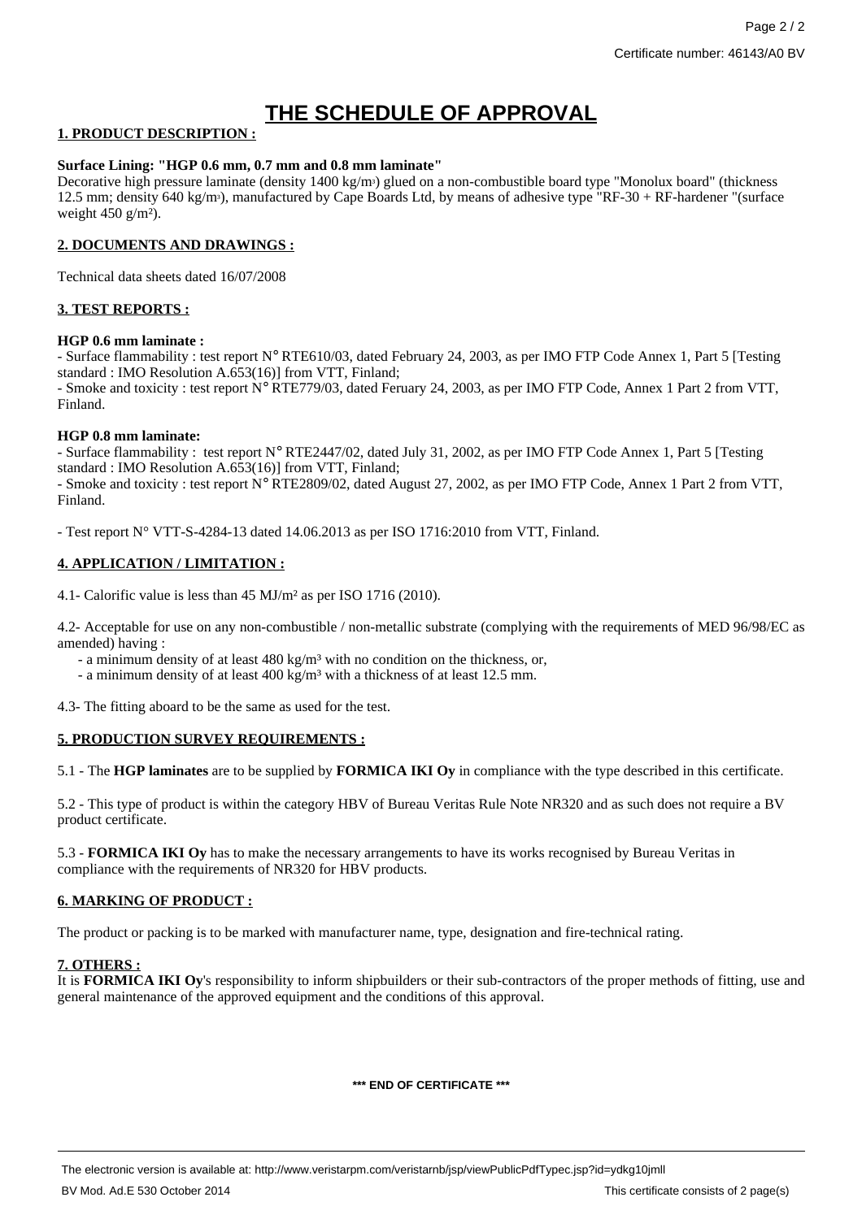Certificate number: 46143/A0 BV

# THE SCHEDULE OF APPROVAL

## 1. PRODUCT DESCRIPTION :

**Surface Lining: "HGP 0.6 mm, 0.7 mm and 0.8 mm laminate"**

Decorative high pressure laminate (density 1400 kg/m³) glued on a non-combustible board type "Monolux board" (thickness 12.5 mm; density 640 kg/m³), manufactured by Cape Boards Ltd, by means of adhesive type "RF-30 + RF-hardener "(surface weight 450 g/m²).

## 2. DOCUMENTS AND DRAWINGS :

Technical data sheets dated 16/07/2008

## 3. TEST REPORTS :

**HGP 0.6 mm laminate :**

- Surface flammability : test report N° RTE610/03, dated February 24, 2003, as per IMO FTP Code Annex 1, Part 5 [Testing standard : IMO Resolution A.653(16)] from VTT, Finland;
- Smoke and toxicity : test report N° RTE779/03, dated Feruary 24, 2003, as per IMO FTP Code, Annex 1 Part 2 from VTT, Finland.

**HGP 0.8 mm laminate:**

- Surface flammability : test report N° RTE2447/02, dated July 31, 2002, as per IMO FTP Code Annex 1, Part 5 [Testing standard : IMO Resolution A.653(16)] from VTT, Finland;
- Smoke and toxicity : test report N° RTE2809/02, dated August 27, 2002, as per IMO FTP Code, Annex 1 Part 2 from VTT, Finland.

- Test report N° VTT-S-4284-13 dated 14.06.2013 as per ISO 1716:2010 from VTT, Finland.

## 4. APPLICATION / LIMITATION :

4.1- Calorific value is less than 45 MJ/m² as per ISO 1716 (2010).

4.2- Acceptable for use on any non-combustible / non-metallic substrate (complying with the requirements of MED 96/98/EC as amended) having :

- a minimum density of at least 480 kg/m³ with no condition on the thickness, or,
- a minimum density of at least 400 kg/m³ with a thickness of at least 12.5 mm.

4.3- The fitting aboard to be the same as used for the test.

## 5. PRODUCTION SURVEY REQUIREMENTS :

5.1 - The **HGP laminates** are to be supplied by **FORMICA IKI Oy** in compliance with the type described in this certificate.

5.2 - This type of product is within the category HBV of Bureau Veritas Rule Note NR320 and as such does not require a BV product certificate.

5.3 - **FORMICA IKI Oy** has to make the necessary arrangements to have its works recognised by Bureau Veritas in compliance with the requirements of NR320 for HBV products.

## 6. MARKING OF PRODUCT :

The product or packing is to be marked with manufacturer name, type, designation and fire-technical rating.

## 7. OTHERS :

It is **FORMICA IKI Oy**'s responsibility to inform shipbuilders or their sub-contractors of the proper methods of fitting, use and general maintenance of the approved equipment and the conditions of this approval.

**\*\*\* END OF CERTIFICATE \*\*\***

The electronic version is available at: http://www.veristarpm.com/veristarnb/jsp/viewPublicPdfTypec.jsp?id=ydkg10jmll

BV Mod. Ad.E 530 October 2014

This certificate consists of 2 page(s)